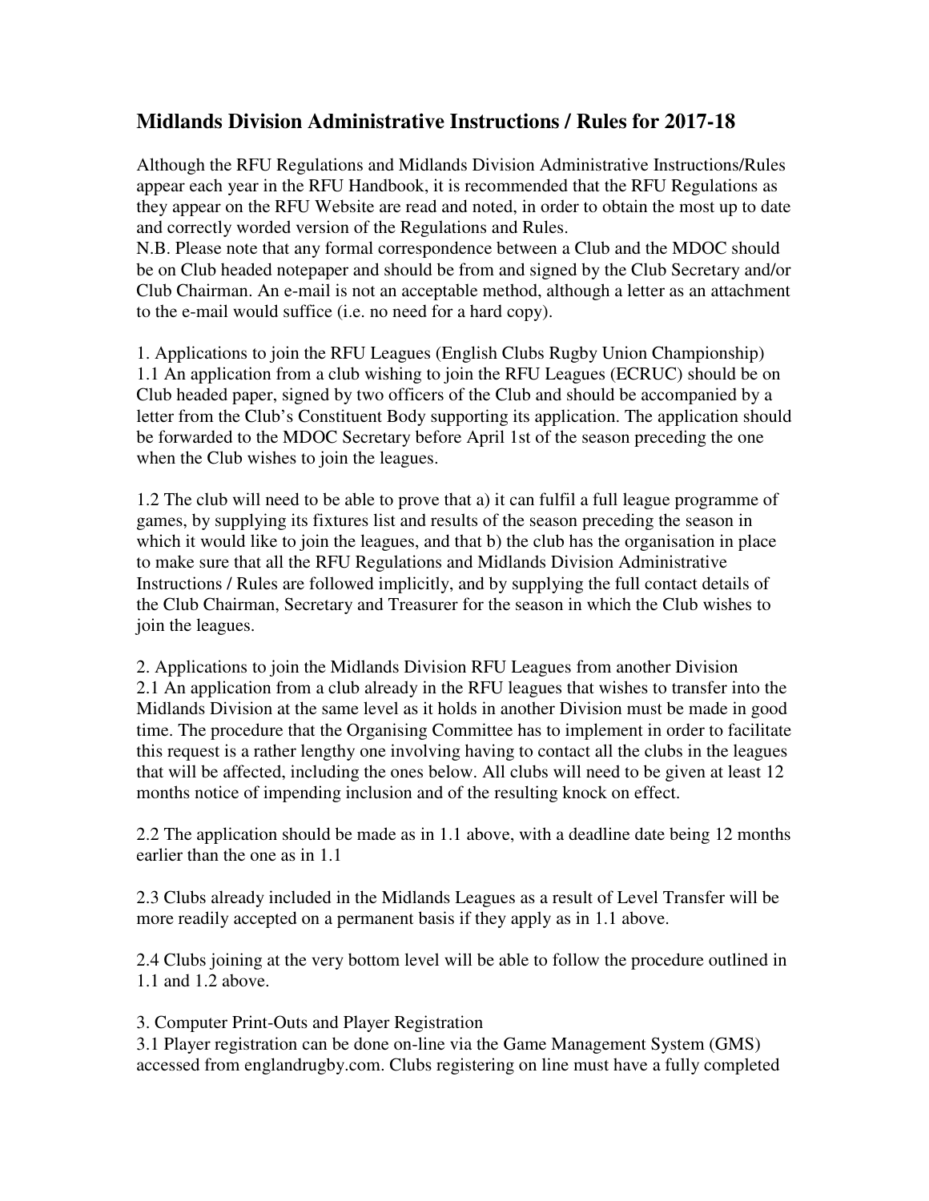# Midlands Division Administrative Instructions / Rules for 2017-18

Although the RFU Regulations and Midlands Division Administrative Instructions/Rules appear each year in the RFU Handbook, it is recommended that the RFU Regulations as they appear on the RFU Website are read and noted, in order to obtain the most up to date and correctly worded version of the Regulations and Rules.

N.B. Please note that any formal correspondence between a Club and the MDOC should be on Club headed notepaper and should be from and signed by the Club Secretary and/or Club Chairman. An e-mail is not an acceptable method, although a letter as an attachment to the e-mail would suffice (i.e. no need for a hard copy).

1. Applications to join the RFU Leagues (English Clubs Rugby Union Championship)

1.1 An application from a club wishing to join the RFU Leagues (ECRUC) should be on Club headed paper, signed by two officers of the Club and should be accompanied by a letter from the Club's Constituent Body supporting its application. The application should be forwarded to the MDOC Secretary before April 1st of the season preceding the one when the Club wishes to join the leagues.

1.2 The club will need to be able to prove that a) it can fulfil a full league programme of games, by supplying its fixtures list and results of the season preceding the season in which it would like to join the leagues, and that b) the club has the organisation in place to make sure that all the RFU Regulations and Midlands Division Administrative Instructions / Rules are followed implicitly, and by supplying the full contact details of the Club Chairman, Secretary and Treasurer for the season in which the Club wishes to join the leagues.

2. Applications to join the Midlands Division RFU Leagues from another Division

2.1 An application from a club already in the RFU leagues that wishes to transfer into the Midlands Division at the same level as it holds in another Division must be made in good time. The procedure that the Organising Committee has to implement in order to facilitate this request is a rather lengthy one involving having to contact all the clubs in the leagues that will be affected, including the ones below. All clubs will need to be given at least 12 months notice of impending inclusion and of the resulting knock on effect.

2.2 The application should be made as in 1.1 above, with a deadline date being 12 months earlier than the one as in 1.1

2.3 Clubs already included in the Midlands Leagues as a result of Level Transfer will be more readily accepted on a permanent basis if they apply as in 1.1 above.

2.4 Clubs joining at the very bottom level will be able to follow the procedure outlined in 1.1 and 1.2 above.

3. Computer Print-Outs and Player Registration

3.1 Player registration can be done on-line via the Game Management System (GMS) accessed from englandrugby.com. Clubs registering on line must have a fully completed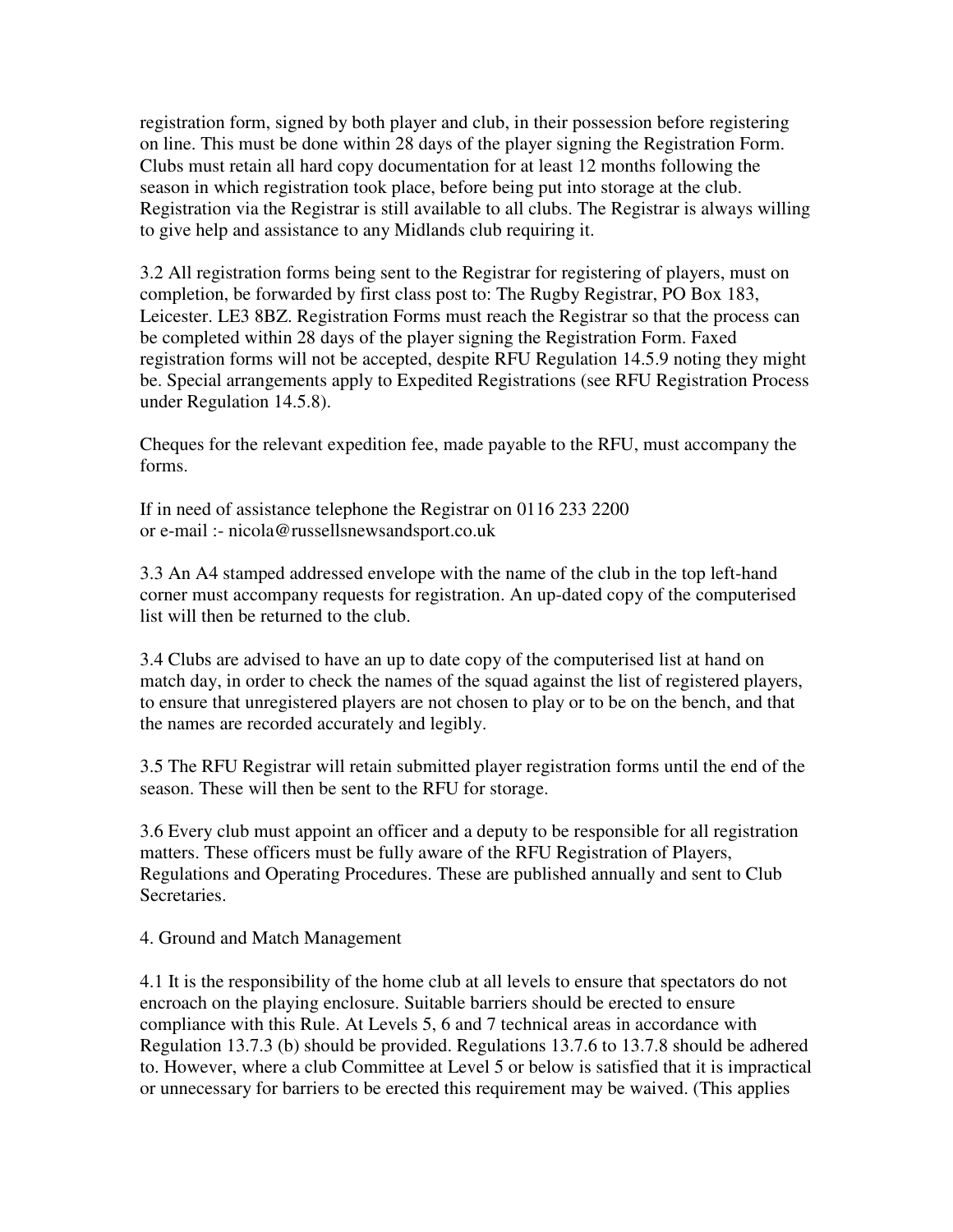registration form, signed by both player and club, in their possession before registering on line. This must be done within 28 days of the player signing the Registration Form. Clubs must retain all hard copy documentation for at least 12 months following the season in which registration took place, before being put into storage at the club. Registration via the Registrar is still available to all clubs. The Registrar is always willing to give help and assistance to any Midlands club requiring it.

3.2 All registration forms being sent to the Registrar for registering of players, must on completion, be forwarded by first class post to: The Rugby Registrar, PO Box 183, Leicester. LE3 8BZ. Registration Forms must reach the Registrar so that the process can be completed within 28 days of the player signing the Registration Form. Faxed registration forms will not be accepted, despite RFU Regulation 14.5.9 noting they might be. Special arrangements apply to Expedited Registrations (see RFU Registration Process under Regulation 14.5.8).

Cheques for the relevant expedition fee, made payable to the RFU, must accompany the forms.

If in need of assistance telephone the Registrar on 0116 233 2200
or e-mail :- nicola@russellsnewsandsport.co.uk

3.3 An A4 stamped addressed envelope with the name of the club in the top left-hand corner must accompany requests for registration. An up-dated copy of the computerised list will then be returned to the club.

3.4 Clubs are advised to have an up to date copy of the computerised list at hand on match day, in order to check the names of the squad against the list of registered players, to ensure that unregistered players are not chosen to play or to be on the bench, and that the names are recorded accurately and legibly.

3.5 The RFU Registrar will retain submitted player registration forms until the end of the season. These will then be sent to the RFU for storage.

3.6 Every club must appoint an officer and a deputy to be responsible for all registration matters. These officers must be fully aware of the RFU Registration of Players, Regulations and Operating Procedures. These are published annually and sent to Club Secretaries.

4. Ground and Match Management

4.1 It is the responsibility of the home club at all levels to ensure that spectators do not encroach on the playing enclosure. Suitable barriers should be erected to ensure compliance with this Rule. At Levels 5, 6 and 7 technical areas in accordance with Regulation 13.7.3 (b) should be provided. Regulations 13.7.6 to 13.7.8 should be adhered to. However, where a club Committee at Level 5 or below is satisfied that it is impractical or unnecessary for barriers to be erected this requirement may be waived. (This applies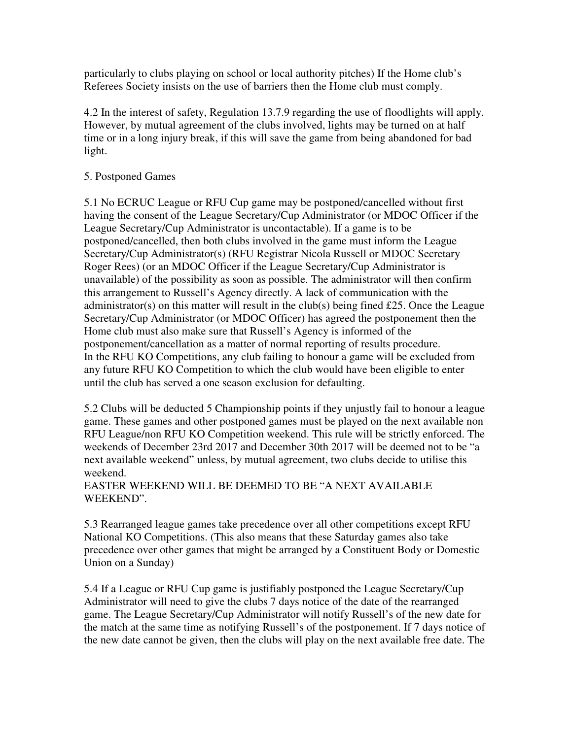particularly to clubs playing on school or local authority pitches) If the Home club's Referees Society insists on the use of barriers then the Home club must comply.

4.2 In the interest of safety, Regulation 13.7.9 regarding the use of floodlights will apply. However, by mutual agreement of the clubs involved, lights may be turned on at half time or in a long injury break, if this will save the game from being abandoned for bad light.

## 5. Postponed Games

5.1 No ECRUC League or RFU Cup game may be postponed/cancelled without first having the consent of the League Secretary/Cup Administrator (or MDOC Officer if the League Secretary/Cup Administrator is uncontactable). If a game is to be postponed/cancelled, then both clubs involved in the game must inform the League Secretary/Cup Administrator(s) (RFU Registrar Nicola Russell or MDOC Secretary Roger Rees) (or an MDOC Officer if the League Secretary/Cup Administrator is unavailable) of the possibility as soon as possible. The administrator will then confirm this arrangement to Russell's Agency directly. A lack of communication with the administrator(s) on this matter will result in the club(s) being fined £25. Once the League Secretary/Cup Administrator (or MDOC Officer) has agreed the postponement then the Home club must also make sure that Russell's Agency is informed of the postponement/cancellation as a matter of normal reporting of results procedure.
In the RFU KO Competitions, any club failing to honour a game will be excluded from any future RFU KO Competition to which the club would have been eligible to enter until the club has served a one season exclusion for defaulting.

5.2 Clubs will be deducted 5 Championship points if they unjustly fail to honour a league game. These games and other postponed games must be played on the next available non RFU League/non RFU KO Competition weekend. This rule will be strictly enforced. The weekends of December 23rd 2017 and December 30th 2017 will be deemed not to be "a next available weekend" unless, by mutual agreement, two clubs decide to utilise this weekend.
EASTER WEEKEND WILL BE DEEMED TO BE "A NEXT AVAILABLE WEEKEND".

5.3 Rearranged league games take precedence over all other competitions except RFU National KO Competitions. (This also means that these Saturday games also take precedence over other games that might be arranged by a Constituent Body or Domestic Union on a Sunday)

5.4 If a League or RFU Cup game is justifiably postponed the League Secretary/Cup Administrator will need to give the clubs 7 days notice of the date of the rearranged game. The League Secretary/Cup Administrator will notify Russell's of the new date for the match at the same time as notifying Russell's of the postponement. If 7 days notice of the new date cannot be given, then the clubs will play on the next available free date. The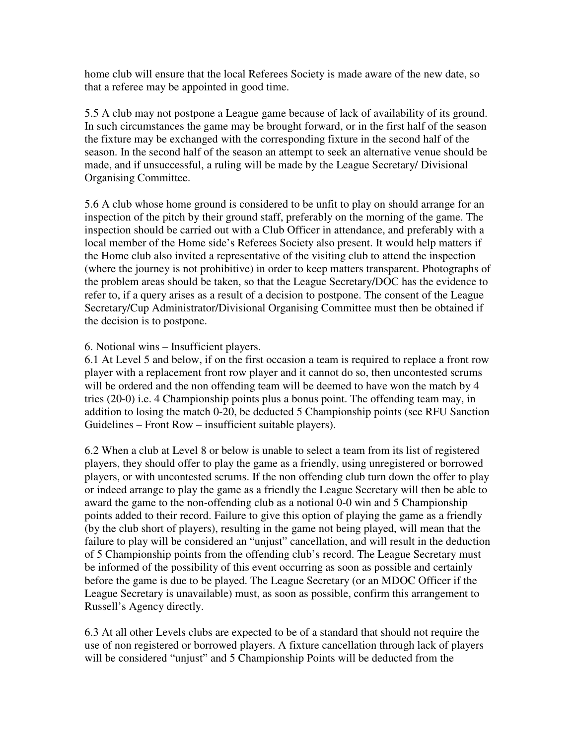home club will ensure that the local Referees Society is made aware of the new date, so that a referee may be appointed in good time.

5.5 A club may not postpone a League game because of lack of availability of its ground. In such circumstances the game may be brought forward, or in the first half of the season the fixture may be exchanged with the corresponding fixture in the second half of the season. In the second half of the season an attempt to seek an alternative venue should be made, and if unsuccessful, a ruling will be made by the League Secretary/ Divisional Organising Committee.

5.6 A club whose home ground is considered to be unfit to play on should arrange for an inspection of the pitch by their ground staff, preferably on the morning of the game. The inspection should be carried out with a Club Officer in attendance, and preferably with a local member of the Home side's Referees Society also present. It would help matters if the Home club also invited a representative of the visiting club to attend the inspection (where the journey is not prohibitive) in order to keep matters transparent. Photographs of the problem areas should be taken, so that the League Secretary/DOC has the evidence to refer to, if a query arises as a result of a decision to postpone. The consent of the League Secretary/Cup Administrator/Divisional Organising Committee must then be obtained if the decision is to postpone.

6. Notional wins – Insufficient players.

6.1 At Level 5 and below, if on the first occasion a team is required to replace a front row player with a replacement front row player and it cannot do so, then uncontested scrums will be ordered and the non offending team will be deemed to have won the match by 4 tries (20-0) i.e. 4 Championship points plus a bonus point. The offending team may, in addition to losing the match 0-20, be deducted 5 Championship points (see RFU Sanction Guidelines – Front Row – insufficient suitable players).

6.2 When a club at Level 8 or below is unable to select a team from its list of registered players, they should offer to play the game as a friendly, using unregistered or borrowed players, or with uncontested scrums. If the non offending club turn down the offer to play or indeed arrange to play the game as a friendly the League Secretary will then be able to award the game to the non-offending club as a notional 0-0 win and 5 Championship points added to their record. Failure to give this option of playing the game as a friendly (by the club short of players), resulting in the game not being played, will mean that the failure to play will be considered an "unjust" cancellation, and will result in the deduction of 5 Championship points from the offending club's record. The League Secretary must be informed of the possibility of this event occurring as soon as possible and certainly before the game is due to be played. The League Secretary (or an MDOC Officer if the League Secretary is unavailable) must, as soon as possible, confirm this arrangement to Russell's Agency directly.

6.3 At all other Levels clubs are expected to be of a standard that should not require the use of non registered or borrowed players. A fixture cancellation through lack of players will be considered "unjust" and 5 Championship Points will be deducted from the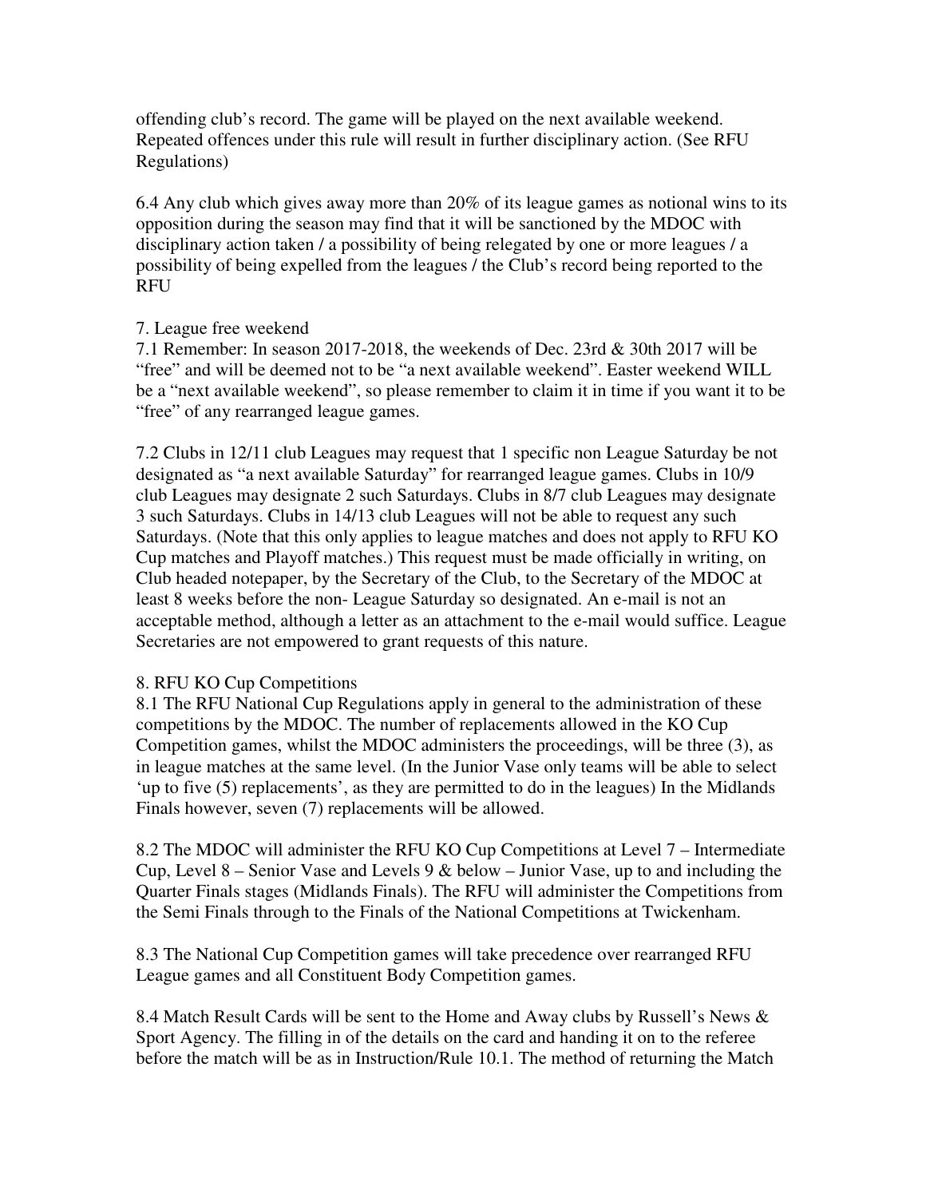offending club's record. The game will be played on the next available weekend. Repeated offences under this rule will result in further disciplinary action. (See RFU Regulations)

6.4 Any club which gives away more than 20% of its league games as notional wins to its opposition during the season may find that it will be sanctioned by the MDOC with disciplinary action taken / a possibility of being relegated by one or more leagues / a possibility of being expelled from the leagues / the Club's record being reported to the RFU

7. League free weekend

7.1 Remember: In season 2017-2018, the weekends of Dec. 23rd & 30th 2017 will be "free" and will be deemed not to be "a next available weekend". Easter weekend WILL be a "next available weekend", so please remember to claim it in time if you want it to be "free" of any rearranged league games.

7.2 Clubs in 12/11 club Leagues may request that 1 specific non League Saturday be not designated as "a next available Saturday" for rearranged league games. Clubs in 10/9 club Leagues may designate 2 such Saturdays. Clubs in 8/7 club Leagues may designate 3 such Saturdays. Clubs in 14/13 club Leagues will not be able to request any such Saturdays. (Note that this only applies to league matches and does not apply to RFU KO Cup matches and Playoff matches.) This request must be made officially in writing, on Club headed notepaper, by the Secretary of the Club, to the Secretary of the MDOC at least 8 weeks before the non- League Saturday so designated. An e-mail is not an acceptable method, although a letter as an attachment to the e-mail would suffice. League Secretaries are not empowered to grant requests of this nature.

8. RFU KO Cup Competitions

8.1 The RFU National Cup Regulations apply in general to the administration of these competitions by the MDOC. The number of replacements allowed in the KO Cup Competition games, whilst the MDOC administers the proceedings, will be three (3), as in league matches at the same level. (In the Junior Vase only teams will be able to select 'up to five (5) replacements', as they are permitted to do in the leagues) In the Midlands Finals however, seven (7) replacements will be allowed.

8.2 The MDOC will administer the RFU KO Cup Competitions at Level 7 – Intermediate Cup, Level 8 – Senior Vase and Levels 9 & below – Junior Vase, up to and including the Quarter Finals stages (Midlands Finals). The RFU will administer the Competitions from the Semi Finals through to the Finals of the National Competitions at Twickenham.

8.3 The National Cup Competition games will take precedence over rearranged RFU League games and all Constituent Body Competition games.

8.4 Match Result Cards will be sent to the Home and Away clubs by Russell's News & Sport Agency. The filling in of the details on the card and handing it on to the referee before the match will be as in Instruction/Rule 10.1. The method of returning the Match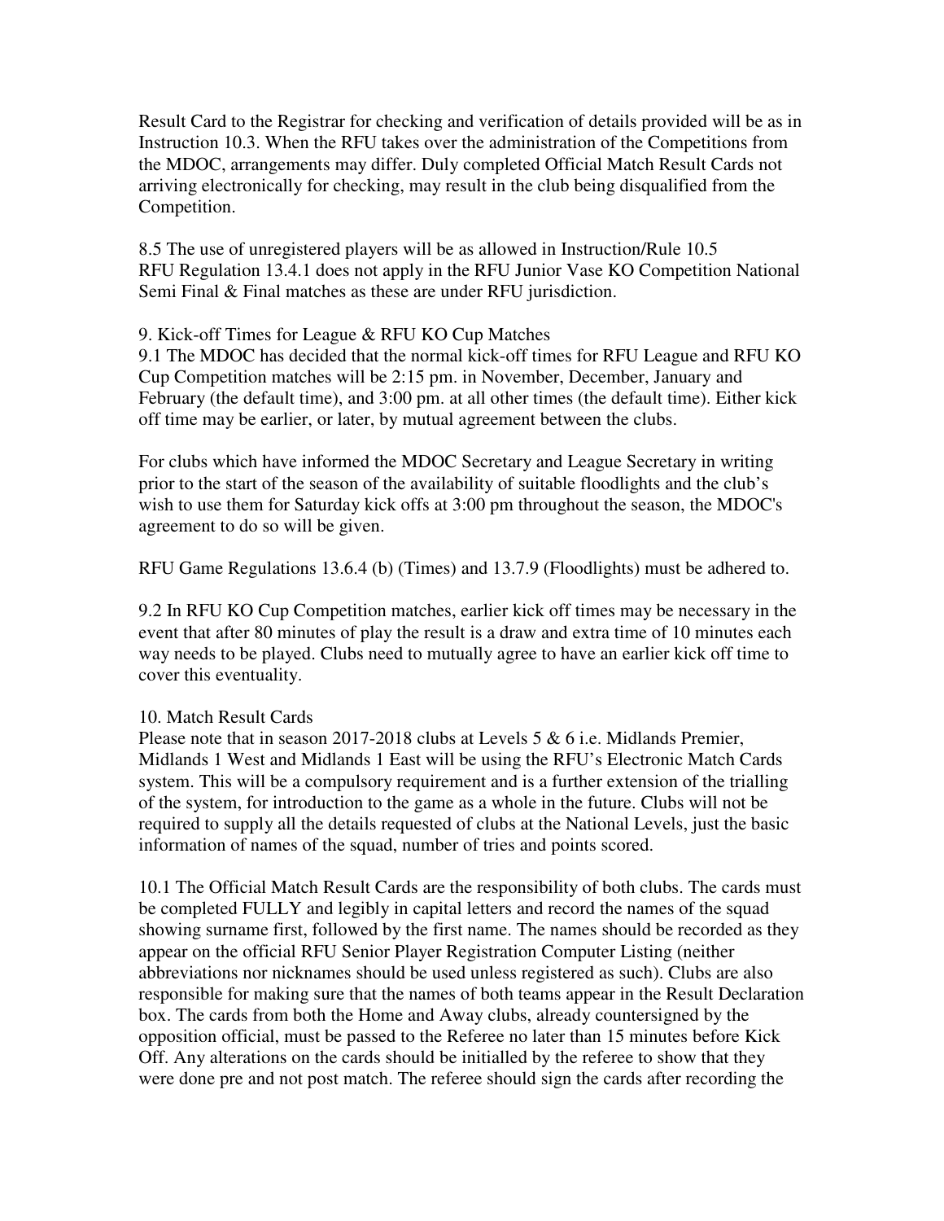Result Card to the Registrar for checking and verification of details provided will be as in Instruction 10.3. When the RFU takes over the administration of the Competitions from the MDOC, arrangements may differ. Duly completed Official Match Result Cards not arriving electronically for checking, may result in the club being disqualified from the Competition.

8.5 The use of unregistered players will be as allowed in Instruction/Rule 10.5
RFU Regulation 13.4.1 does not apply in the RFU Junior Vase KO Competition National Semi Final & Final matches as these are under RFU jurisdiction.

9. Kick-off Times for League & RFU KO Cup Matches
9.1 The MDOC has decided that the normal kick-off times for RFU League and RFU KO Cup Competition matches will be 2:15 pm. in November, December, January and February (the default time), and 3:00 pm. at all other times (the default time). Either kick off time may be earlier, or later, by mutual agreement between the clubs.

For clubs which have informed the MDOC Secretary and League Secretary in writing prior to the start of the season of the availability of suitable floodlights and the club's wish to use them for Saturday kick offs at 3:00 pm throughout the season, the MDOC's agreement to do so will be given.

RFU Game Regulations 13.6.4 (b) (Times) and 13.7.9 (Floodlights) must be adhered to.

9.2 In RFU KO Cup Competition matches, earlier kick off times may be necessary in the event that after 80 minutes of play the result is a draw and extra time of 10 minutes each way needs to be played. Clubs need to mutually agree to have an earlier kick off time to cover this eventuality.

10. Match Result Cards
Please note that in season 2017-2018 clubs at Levels 5 & 6 i.e. Midlands Premier, Midlands 1 West and Midlands 1 East will be using the RFU's Electronic Match Cards system. This will be a compulsory requirement and is a further extension of the trialling of the system, for introduction to the game as a whole in the future. Clubs will not be required to supply all the details requested of clubs at the National Levels, just the basic information of names of the squad, number of tries and points scored.

10.1 The Official Match Result Cards are the responsibility of both clubs. The cards must be completed FULLY and legibly in capital letters and record the names of the squad showing surname first, followed by the first name. The names should be recorded as they appear on the official RFU Senior Player Registration Computer Listing (neither abbreviations nor nicknames should be used unless registered as such). Clubs are also responsible for making sure that the names of both teams appear in the Result Declaration box. The cards from both the Home and Away clubs, already countersigned by the opposition official, must be passed to the Referee no later than 15 minutes before Kick Off. Any alterations on the cards should be initialled by the referee to show that they were done pre and not post match. The referee should sign the cards after recording the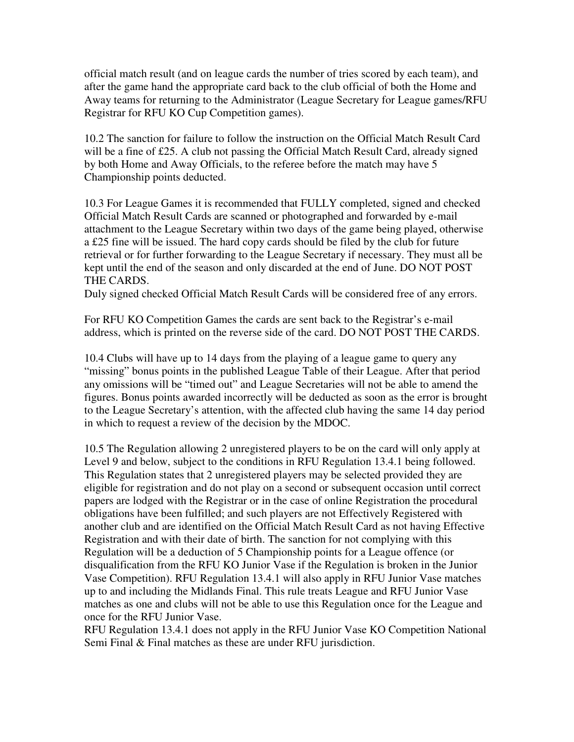official match result (and on league cards the number of tries scored by each team), and after the game hand the appropriate card back to the club official of both the Home and Away teams for returning to the Administrator (League Secretary for League games/RFU Registrar for RFU KO Cup Competition games).

10.2 The sanction for failure to follow the instruction on the Official Match Result Card will be a fine of £25. A club not passing the Official Match Result Card, already signed by both Home and Away Officials, to the referee before the match may have 5 Championship points deducted.

10.3 For League Games it is recommended that FULLY completed, signed and checked Official Match Result Cards are scanned or photographed and forwarded by e-mail attachment to the League Secretary within two days of the game being played, otherwise a £25 fine will be issued. The hard copy cards should be filed by the club for future retrieval or for further forwarding to the League Secretary if necessary. They must all be kept until the end of the season and only discarded at the end of June. DO NOT POST THE CARDS.
Duly signed checked Official Match Result Cards will be considered free of any errors.

For RFU KO Competition Games the cards are sent back to the Registrar's e-mail address, which is printed on the reverse side of the card. DO NOT POST THE CARDS.

10.4 Clubs will have up to 14 days from the playing of a league game to query any "missing" bonus points in the published League Table of their League. After that period any omissions will be "timed out" and League Secretaries will not be able to amend the figures. Bonus points awarded incorrectly will be deducted as soon as the error is brought to the League Secretary's attention, with the affected club having the same 14 day period in which to request a review of the decision by the MDOC.

10.5 The Regulation allowing 2 unregistered players to be on the card will only apply at Level 9 and below, subject to the conditions in RFU Regulation 13.4.1 being followed. This Regulation states that 2 unregistered players may be selected provided they are eligible for registration and do not play on a second or subsequent occasion until correct papers are lodged with the Registrar or in the case of online Registration the procedural obligations have been fulfilled; and such players are not Effectively Registered with another club and are identified on the Official Match Result Card as not having Effective Registration and with their date of birth. The sanction for not complying with this Regulation will be a deduction of 5 Championship points for a League offence (or disqualification from the RFU KO Junior Vase if the Regulation is broken in the Junior Vase Competition). RFU Regulation 13.4.1 will also apply in RFU Junior Vase matches up to and including the Midlands Final. This rule treats League and RFU Junior Vase matches as one and clubs will not be able to use this Regulation once for the League and once for the RFU Junior Vase.
RFU Regulation 13.4.1 does not apply in the RFU Junior Vase KO Competition National Semi Final & Final matches as these are under RFU jurisdiction.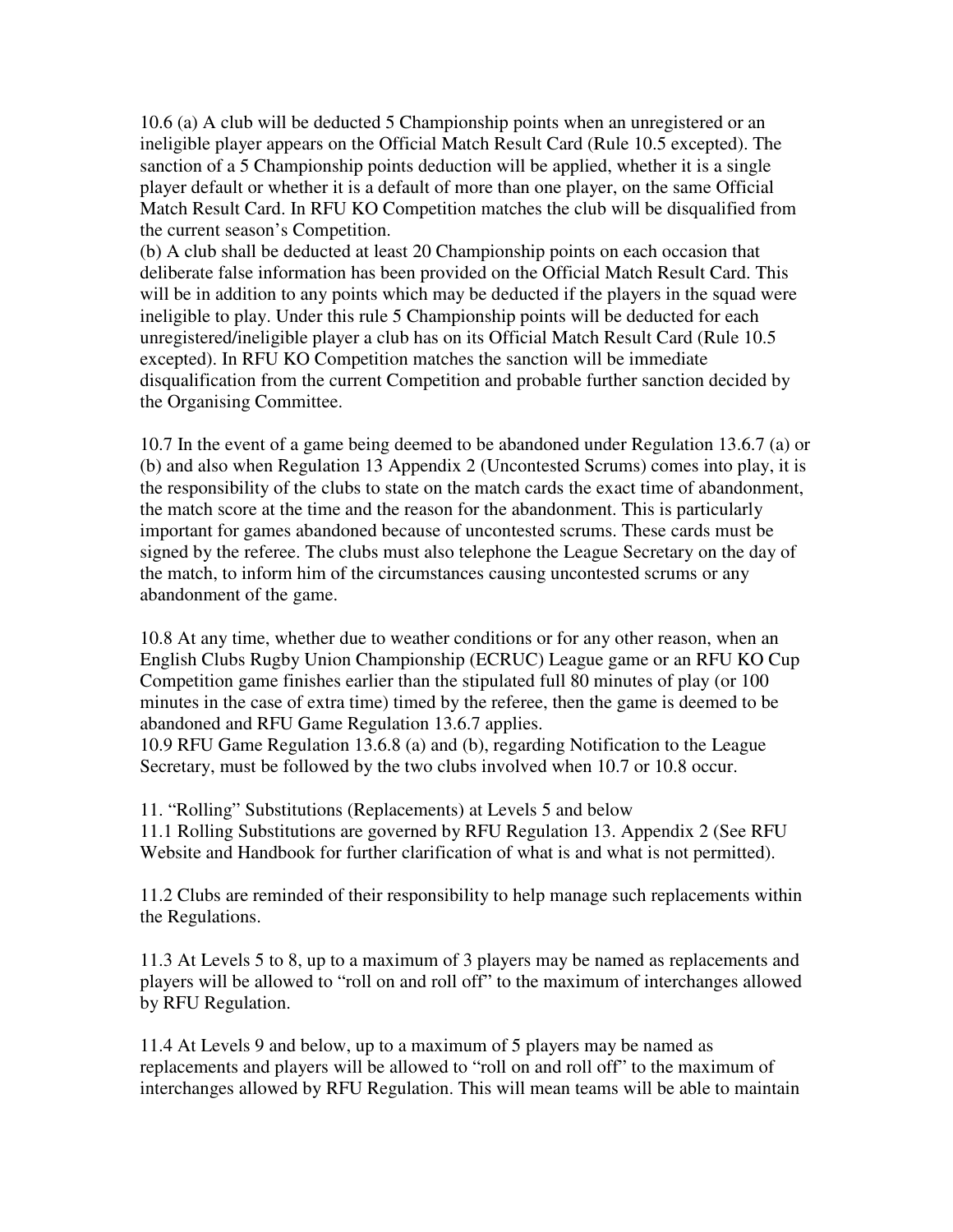10.6 (a) A club will be deducted 5 Championship points when an unregistered or an ineligible player appears on the Official Match Result Card (Rule 10.5 excepted). The sanction of a 5 Championship points deduction will be applied, whether it is a single player default or whether it is a default of more than one player, on the same Official Match Result Card. In RFU KO Competition matches the club will be disqualified from the current season's Competition.

(b) A club shall be deducted at least 20 Championship points on each occasion that deliberate false information has been provided on the Official Match Result Card. This will be in addition to any points which may be deducted if the players in the squad were ineligible to play. Under this rule 5 Championship points will be deducted for each unregistered/ineligible player a club has on its Official Match Result Card (Rule 10.5 excepted). In RFU KO Competition matches the sanction will be immediate disqualification from the current Competition and probable further sanction decided by the Organising Committee.

10.7 In the event of a game being deemed to be abandoned under Regulation 13.6.7 (a) or (b) and also when Regulation 13 Appendix 2 (Uncontested Scrums) comes into play, it is the responsibility of the clubs to state on the match cards the exact time of abandonment, the match score at the time and the reason for the abandonment. This is particularly important for games abandoned because of uncontested scrums. These cards must be signed by the referee. The clubs must also telephone the League Secretary on the day of the match, to inform him of the circumstances causing uncontested scrums or any abandonment of the game.

10.8 At any time, whether due to weather conditions or for any other reason, when an English Clubs Rugby Union Championship (ECRUC) League game or an RFU KO Cup Competition game finishes earlier than the stipulated full 80 minutes of play (or 100 minutes in the case of extra time) timed by the referee, then the game is deemed to be abandoned and RFU Game Regulation 13.6.7 applies.

10.9 RFU Game Regulation 13.6.8 (a) and (b), regarding Notification to the League Secretary, must be followed by the two clubs involved when 10.7 or 10.8 occur.

## 11. "Rolling" Substitutions (Replacements) at Levels 5 and below

11.1 Rolling Substitutions are governed by RFU Regulation 13. Appendix 2 (See RFU Website and Handbook for further clarification of what is and what is not permitted).

11.2 Clubs are reminded of their responsibility to help manage such replacements within the Regulations.

11.3 At Levels 5 to 8, up to a maximum of 3 players may be named as replacements and players will be allowed to "roll on and roll off" to the maximum of interchanges allowed by RFU Regulation.

11.4 At Levels 9 and below, up to a maximum of 5 players may be named as replacements and players will be allowed to "roll on and roll off" to the maximum of interchanges allowed by RFU Regulation. This will mean teams will be able to maintain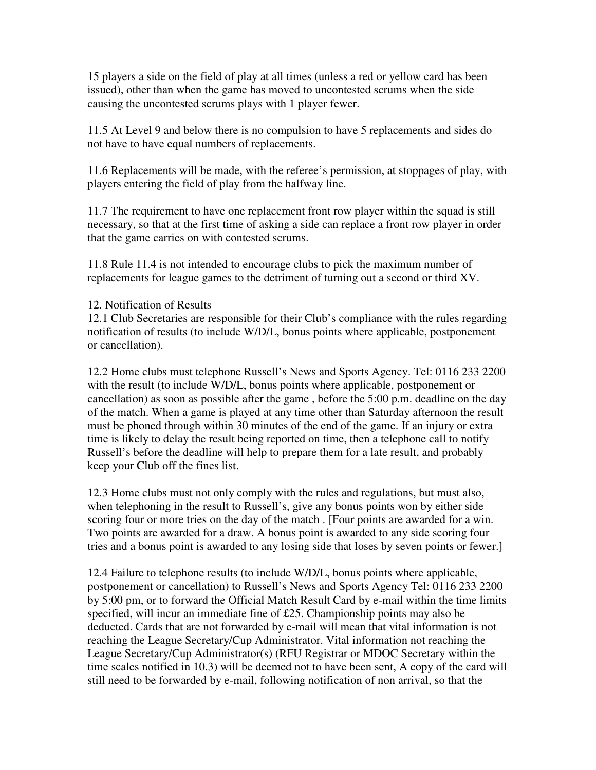15 players a side on the field of play at all times (unless a red or yellow card has been issued), other than when the game has moved to uncontested scrums when the side causing the uncontested scrums plays with 1 player fewer.

11.5 At Level 9 and below there is no compulsion to have 5 replacements and sides do not have to have equal numbers of replacements.

11.6 Replacements will be made, with the referee's permission, at stoppages of play, with players entering the field of play from the halfway line.

11.7 The requirement to have one replacement front row player within the squad is still necessary, so that at the first time of asking a side can replace a front row player in order that the game carries on with contested scrums.

11.8 Rule 11.4 is not intended to encourage clubs to pick the maximum number of replacements for league games to the detriment of turning out a second or third XV.

12. Notification of Results

12.1 Club Secretaries are responsible for their Club's compliance with the rules regarding notification of results (to include W/D/L, bonus points where applicable, postponement or cancellation).

12.2 Home clubs must telephone Russell's News and Sports Agency. Tel: 0116 233 2200 with the result (to include W/D/L, bonus points where applicable, postponement or cancellation) as soon as possible after the game , before the 5:00 p.m. deadline on the day of the match. When a game is played at any time other than Saturday afternoon the result must be phoned through within 30 minutes of the end of the game. If an injury or extra time is likely to delay the result being reported on time, then a telephone call to notify Russell's before the deadline will help to prepare them for a late result, and probably keep your Club off the fines list.

12.3 Home clubs must not only comply with the rules and regulations, but must also, when telephoning in the result to Russell's, give any bonus points won by either side scoring four or more tries on the day of the match . [Four points are awarded for a win. Two points are awarded for a draw. A bonus point is awarded to any side scoring four tries and a bonus point is awarded to any losing side that loses by seven points or fewer.]

12.4 Failure to telephone results (to include W/D/L, bonus points where applicable, postponement or cancellation) to Russell's News and Sports Agency Tel: 0116 233 2200 by 5:00 pm, or to forward the Official Match Result Card by e-mail within the time limits specified, will incur an immediate fine of £25. Championship points may also be deducted. Cards that are not forwarded by e-mail will mean that vital information is not reaching the League Secretary/Cup Administrator. Vital information not reaching the League Secretary/Cup Administrator(s) (RFU Registrar or MDOC Secretary within the time scales notified in 10.3) will be deemed not to have been sent, A copy of the card will still need to be forwarded by e-mail, following notification of non arrival, so that the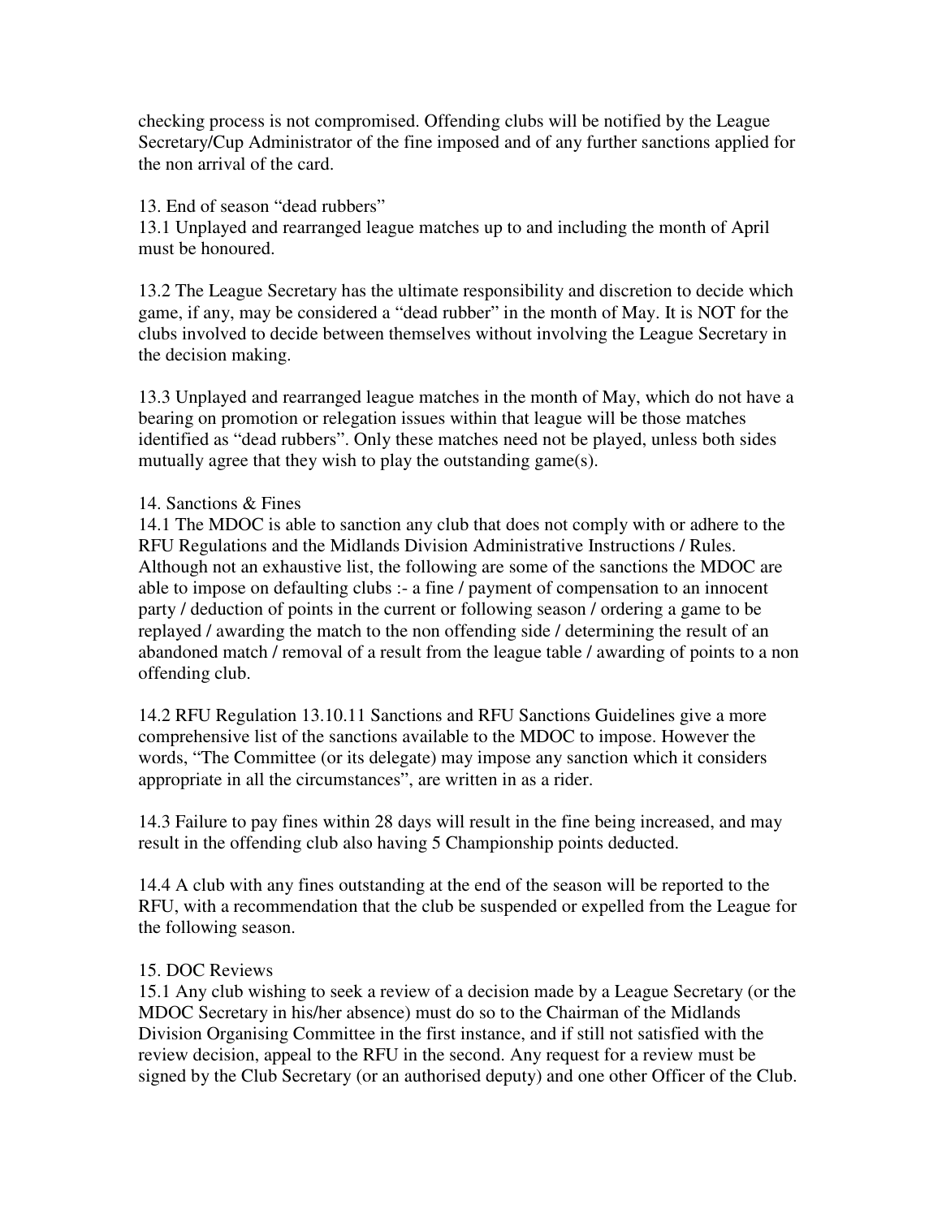checking process is not compromised. Offending clubs will be notified by the League Secretary/Cup Administrator of the fine imposed and of any further sanctions applied for the non arrival of the card.

13. End of season "dead rubbers"

13.1 Unplayed and rearranged league matches up to and including the month of April must be honoured.

13.2 The League Secretary has the ultimate responsibility and discretion to decide which game, if any, may be considered a "dead rubber" in the month of May. It is NOT for the clubs involved to decide between themselves without involving the League Secretary in the decision making.

13.3 Unplayed and rearranged league matches in the month of May, which do not have a bearing on promotion or relegation issues within that league will be those matches identified as "dead rubbers". Only these matches need not be played, unless both sides mutually agree that they wish to play the outstanding game(s).

14. Sanctions & Fines

14.1 The MDOC is able to sanction any club that does not comply with or adhere to the RFU Regulations and the Midlands Division Administrative Instructions / Rules. Although not an exhaustive list, the following are some of the sanctions the MDOC are able to impose on defaulting clubs :- a fine / payment of compensation to an innocent party / deduction of points in the current or following season / ordering a game to be replayed / awarding the match to the non offending side / determining the result of an abandoned match / removal of a result from the league table / awarding of points to a non offending club.

14.2 RFU Regulation 13.10.11 Sanctions and RFU Sanctions Guidelines give a more comprehensive list of the sanctions available to the MDOC to impose. However the words, "The Committee (or its delegate) may impose any sanction which it considers appropriate in all the circumstances", are written in as a rider.

14.3 Failure to pay fines within 28 days will result in the fine being increased, and may result in the offending club also having 5 Championship points deducted.

14.4 A club with any fines outstanding at the end of the season will be reported to the RFU, with a recommendation that the club be suspended or expelled from the League for the following season.

15. DOC Reviews

15.1 Any club wishing to seek a review of a decision made by a League Secretary (or the MDOC Secretary in his/her absence) must do so to the Chairman of the Midlands Division Organising Committee in the first instance, and if still not satisfied with the review decision, appeal to the RFU in the second. Any request for a review must be signed by the Club Secretary (or an authorised deputy) and one other Officer of the Club.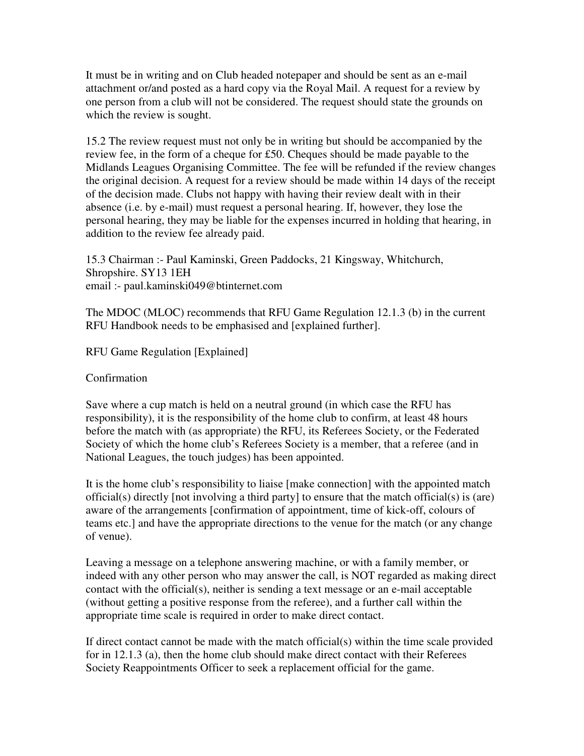It must be in writing and on Club headed notepaper and should be sent as an e-mail attachment or/and posted as a hard copy via the Royal Mail. A request for a review by one person from a club will not be considered. The request should state the grounds on which the review is sought.

15.2 The review request must not only be in writing but should be accompanied by the review fee, in the form of a cheque for £50. Cheques should be made payable to the Midlands Leagues Organising Committee. The fee will be refunded if the review changes the original decision. A request for a review should be made within 14 days of the receipt of the decision made. Clubs not happy with having their review dealt with in their absence (i.e. by e-mail) must request a personal hearing. If, however, they lose the personal hearing, they may be liable for the expenses incurred in holding that hearing, in addition to the review fee already paid.

15.3 Chairman :- Paul Kaminski, Green Paddocks, 21 Kingsway, Whitchurch, Shropshire. SY13 1EH
email :- paul.kaminski049@btinternet.com

The MDOC (MLOC) recommends that RFU Game Regulation 12.1.3 (b) in the current RFU Handbook needs to be emphasised and [explained further].

RFU Game Regulation [Explained]

Confirmation

Save where a cup match is held on a neutral ground (in which case the RFU has responsibility), it is the responsibility of the home club to confirm, at least 48 hours before the match with (as appropriate) the RFU, its Referees Society, or the Federated Society of which the home club's Referees Society is a member, that a referee (and in National Leagues, the touch judges) has been appointed.

It is the home club's responsibility to liaise [make connection] with the appointed match official(s) directly [not involving a third party] to ensure that the match official(s) is (are) aware of the arrangements [confirmation of appointment, time of kick-off, colours of teams etc.] and have the appropriate directions to the venue for the match (or any change of venue).

Leaving a message on a telephone answering machine, or with a family member, or indeed with any other person who may answer the call, is NOT regarded as making direct contact with the official(s), neither is sending a text message or an e-mail acceptable (without getting a positive response from the referee), and a further call within the appropriate time scale is required in order to make direct contact.

If direct contact cannot be made with the match official(s) within the time scale provided for in 12.1.3 (a), then the home club should make direct contact with their Referees Society Reappointments Officer to seek a replacement official for the game.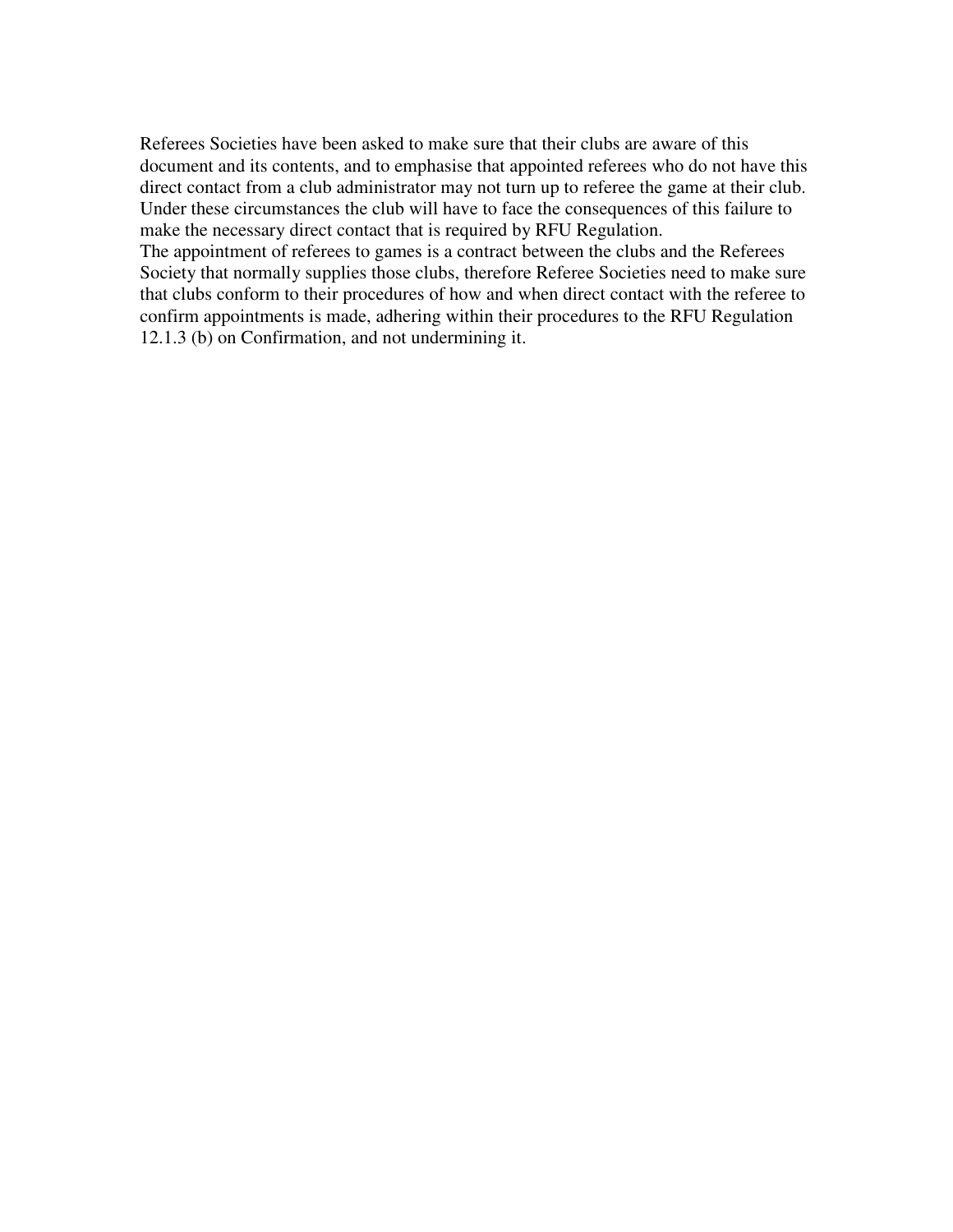Referees Societies have been asked to make sure that their clubs are aware of this document and its contents, and to emphasise that appointed referees who do not have this direct contact from a club administrator may not turn up to referee the game at their club. Under these circumstances the club will have to face the consequences of this failure to make the necessary direct contact that is required by RFU Regulation.

The appointment of referees to games is a contract between the clubs and the Referees Society that normally supplies those clubs, therefore Referee Societies need to make sure that clubs conform to their procedures of how and when direct contact with the referee to confirm appointments is made, adhering within their procedures to the RFU Regulation 12.1.3 (b) on Confirmation, and not undermining it.